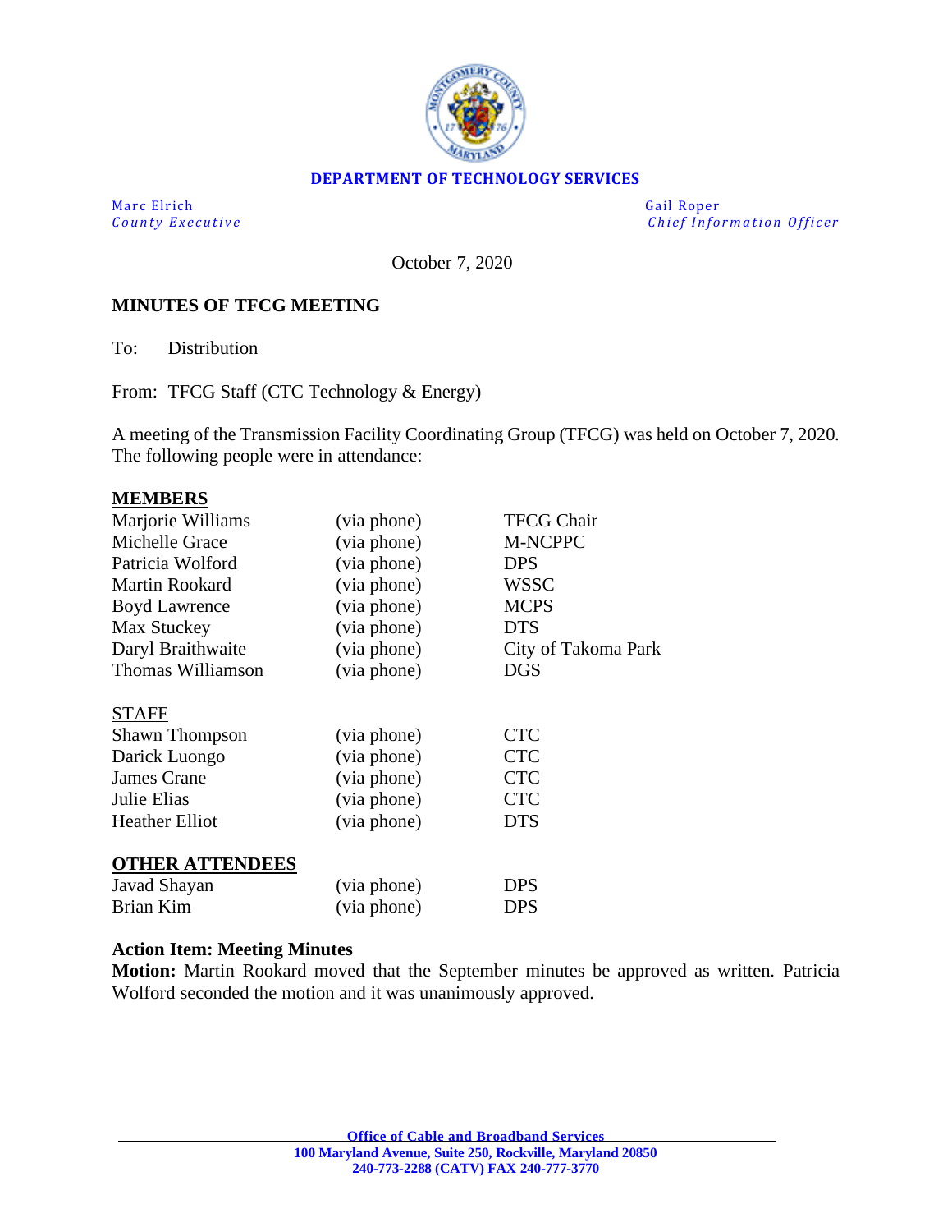**DEPARTMENT OF TECHNOLOGY SERVICES**

Marc Elrich
*County Executive*

Gail Roper
*Chief Information Officer*

October 7, 2020

**MINUTES OF TFCG MEETING**

To: Distribution

From: TFCG Staff (CTC Technology & Energy)

A meeting of the Transmission Facility Coordinating Group (TFCG) was held on October 7, 2020. The following people were in attendance:

| | | |
|---|---|---|
| **MEMBERS** | | |
| Marjorie Williams | (via phone) | TFCG Chair |
| Michelle Grace | (via phone) | M-NCPPC |
| Patricia Wolford | (via phone) | DPS |
| Martin Rookard | (via phone) | WSSC |
| Boyd Lawrence | (via phone) | MCPS |
| Max Stuckey | (via phone) | DTS |
| Daryl Braithwaite | (via phone) | City of Takoma Park |
| Thomas Williamson | (via phone) | DGS |
| STAFF | | |
| Shawn Thompson | (via phone) | CTC |
| Darick Luongo | (via phone) | CTC |
| James Crane | (via phone) | CTC |
| Julie Elias | (via phone) | CTC |
| Heather Elliot | (via phone) | DTS |
| **OTHER ATTENDEES** | | |
| Javad Shayan | (via phone) | DPS |
| Brian Kim | (via phone) | DPS |

**Action Item: Meeting Minutes**

**Motion:** Martin Rookard moved that the September minutes be approved as written. Patricia Wolford seconded the motion and it was unanimously approved.

Office of Cable and Broadband Services
100 Maryland Avenue, Suite 250, Rockville, Maryland 20850
240-773-2288 (CATV) FAX 240-777-3770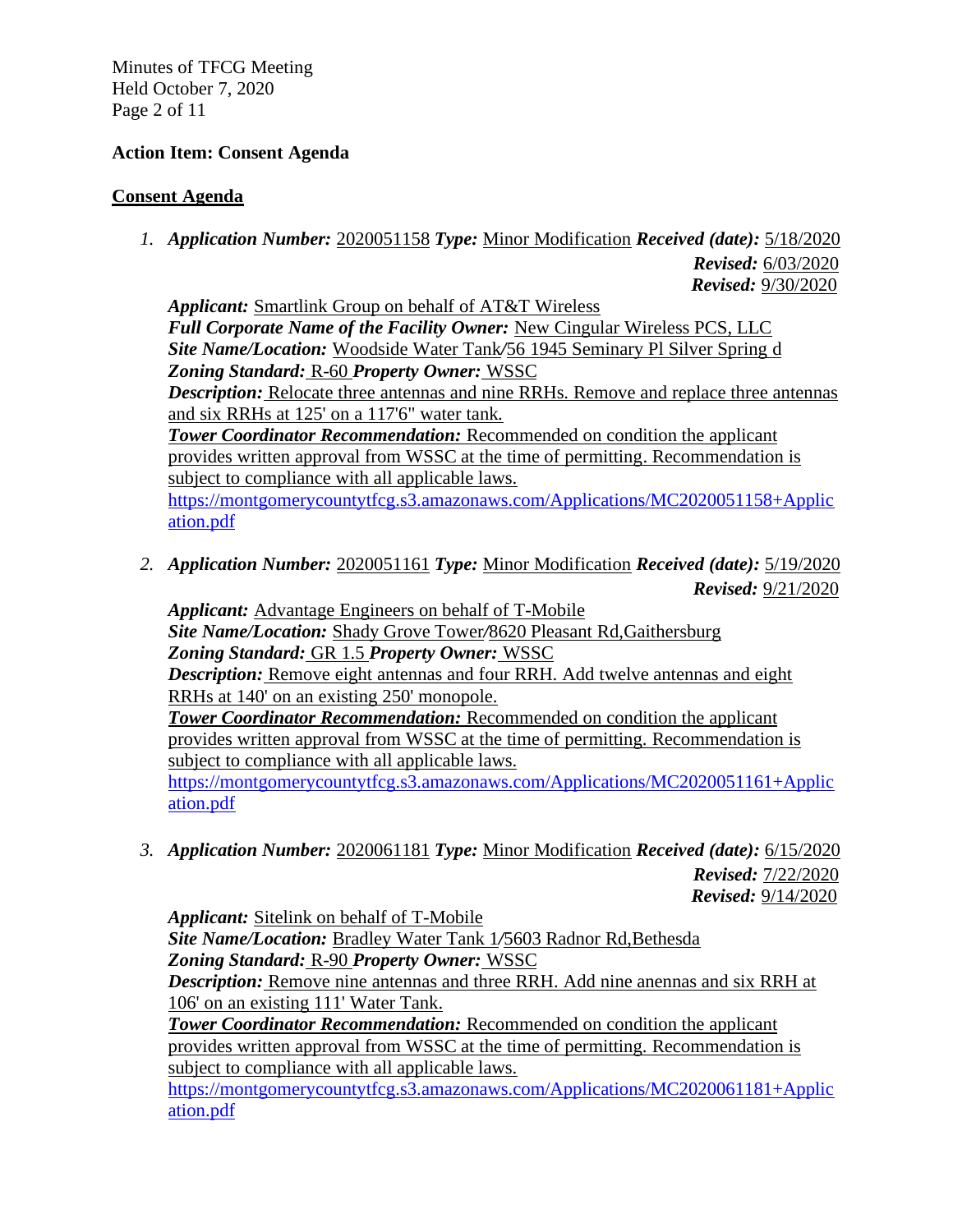**Action Item: Consent Agenda**

**Consent Agenda**

1. ***Application Number:*** 2020051158 ***Type:*** Minor Modification ***Received (date):*** 5/18/2020
   ***Revised:*** 6/03/2020
   ***Revised:*** 9/30/2020
   ***Applicant:*** Smartlink Group on behalf of AT&T Wireless
   ***Full Corporate Name of the Facility Owner:*** New Cingular Wireless PCS, LLC
   ***Site Name/Location:*** Woodside Water Tank/56 1945 Seminary Pl Silver Spring d
   ***Zoning Standard:*** R-60 ***Property Owner:*** WSSC
   ***Description:*** Relocate three antennas and nine RRHs. Remove and replace three antennas and six RRHs at 125' on a 117'6" water tank.
   ***Tower Coordinator Recommendation:*** Recommended on condition the applicant provides written approval from WSSC at the time of permitting. Recommendation is subject to compliance with all applicable laws.
   https://montgomerycountytfcg.s3.amazonaws.com/Applications/MC2020051158+Application.pdf

2. ***Application Number:*** 2020051161 ***Type:*** Minor Modification ***Received (date):*** 5/19/2020
   ***Revised:*** 9/21/2020
   ***Applicant:*** Advantage Engineers on behalf of T-Mobile
   ***Site Name/Location:*** Shady Grove Tower/8620 Pleasant Rd,Gaithersburg
   ***Zoning Standard:*** GR 1.5 ***Property Owner:*** WSSC
   ***Description:*** Remove eight antennas and four RRH. Add twelve antennas and eight RRHs at 140' on an existing 250' monopole.
   ***Tower Coordinator Recommendation:*** Recommended on condition the applicant provides written approval from WSSC at the time of permitting. Recommendation is subject to compliance with all applicable laws.
   https://montgomerycountytfcg.s3.amazonaws.com/Applications/MC2020051161+Application.pdf

3. ***Application Number:*** 2020061181 ***Type:*** Minor Modification ***Received (date):*** 6/15/2020
   ***Revised:*** 7/22/2020
   ***Revised:*** 9/14/2020
   ***Applicant:*** Sitelink on behalf of T-Mobile
   ***Site Name/Location:*** Bradley Water Tank 1/5603 Radnor Rd,Bethesda
   ***Zoning Standard:*** R-90 ***Property Owner:*** WSSC
   ***Description:*** Remove nine antennas and three RRH. Add nine anennas and six RRH at 106' on an existing 111' Water Tank.
   ***Tower Coordinator Recommendation:*** Recommended on condition the applicant provides written approval from WSSC at the time of permitting. Recommendation is subject to compliance with all applicable laws.
   https://montgomerycountytfcg.s3.amazonaws.com/Applications/MC2020061181+Application.pdf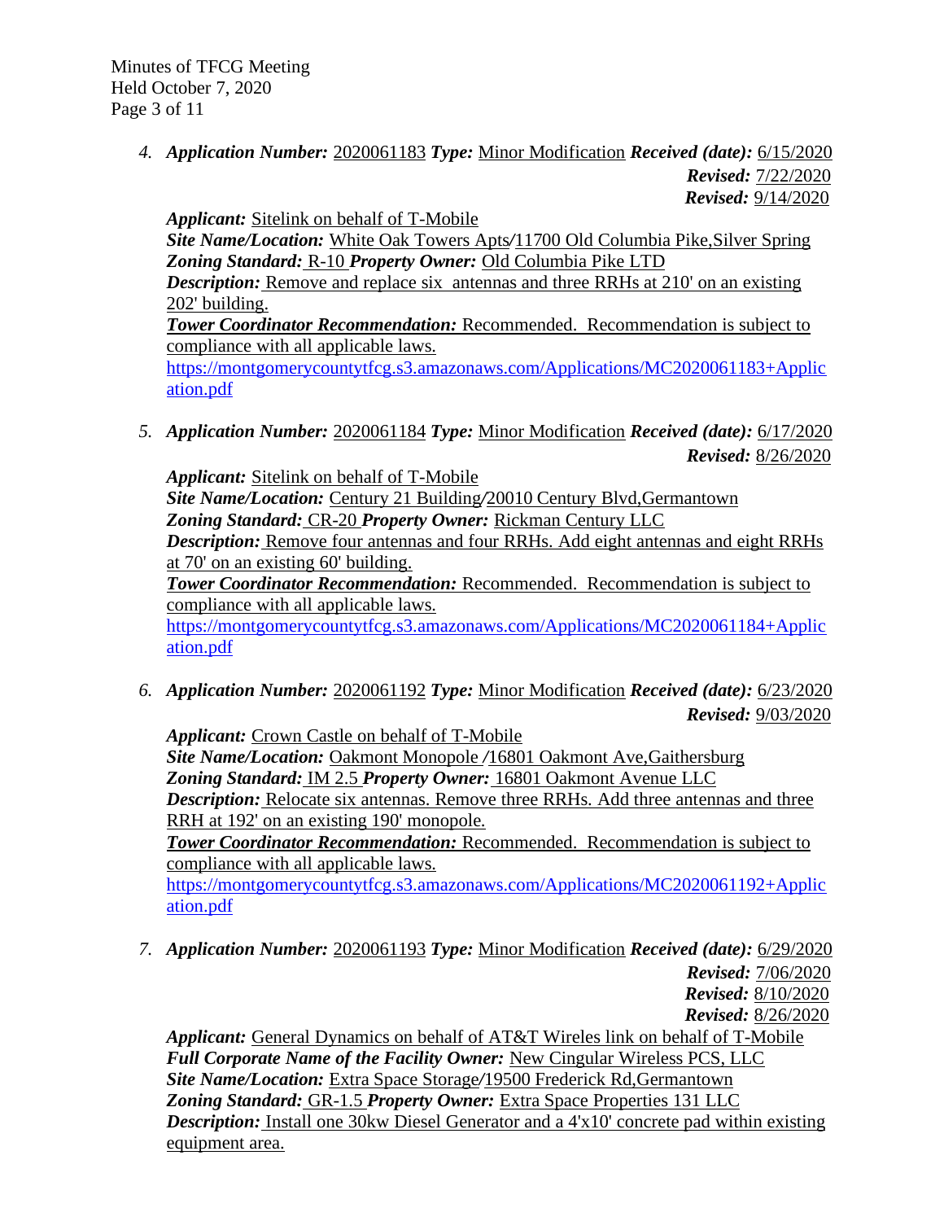4. ***Application Number:*** 2020061183 ***Type:*** Minor Modification ***Received (date):*** 6/15/2020
   ***Revised:*** 7/22/2020
   ***Revised:*** 9/14/2020

   ***Applicant:*** Sitelink on behalf of T-Mobile
   ***Site Name/Location:*** White Oak Towers Apts/11700 Old Columbia Pike,Silver Spring
   ***Zoning Standard:*** R-10 ***Property Owner:*** Old Columbia Pike LTD
   ***Description:*** Remove and replace six antennas and three RRHs at 210' on an existing 202' building.
   ***Tower Coordinator Recommendation:*** Recommended. Recommendation is subject to compliance with all applicable laws.
   https://montgomerycountytfcg.s3.amazonaws.com/Applications/MC2020061183+Application.pdf

5. ***Application Number:*** 2020061184 ***Type:*** Minor Modification ***Received (date):*** 6/17/2020
   ***Revised:*** 8/26/2020

   ***Applicant:*** Sitelink on behalf of T-Mobile
   ***Site Name/Location:*** Century 21 Building/20010 Century Blvd,Germantown
   ***Zoning Standard:*** CR-20 ***Property Owner:*** Rickman Century LLC
   ***Description:*** Remove four antennas and four RRHs. Add eight antennas and eight RRHs at 70' on an existing 60' building.
   ***Tower Coordinator Recommendation:*** Recommended. Recommendation is subject to compliance with all applicable laws.
   https://montgomerycountytfcg.s3.amazonaws.com/Applications/MC2020061184+Application.pdf

6. ***Application Number:*** 2020061192 ***Type:*** Minor Modification ***Received (date):*** 6/23/2020
   ***Revised:*** 9/03/2020

   ***Applicant:*** Crown Castle on behalf of T-Mobile
   ***Site Name/Location:*** Oakmont Monopole /16801 Oakmont Ave,Gaithersburg
   ***Zoning Standard:*** IM 2.5 ***Property Owner:*** 16801 Oakmont Avenue LLC
   ***Description:*** Relocate six antennas. Remove three RRHs. Add three antennas and three RRH at 192' on an existing 190' monopole.
   ***Tower Coordinator Recommendation:*** Recommended. Recommendation is subject to compliance with all applicable laws.
   https://montgomerycountytfcg.s3.amazonaws.com/Applications/MC2020061192+Application.pdf

7. ***Application Number:*** 2020061193 ***Type:*** Minor Modification ***Received (date):*** 6/29/2020
   ***Revised:*** 7/06/2020
   ***Revised:*** 8/10/2020
   ***Revised:*** 8/26/2020

   ***Applicant:*** General Dynamics on behalf of AT&T Wireles link on behalf of T-Mobile
   ***Full Corporate Name of the Facility Owner:*** New Cingular Wireless PCS, LLC
   ***Site Name/Location:*** Extra Space Storage/19500 Frederick Rd,Germantown
   ***Zoning Standard:*** GR-1.5 ***Property Owner:*** Extra Space Properties 131 LLC
   ***Description:*** Install one 30kw Diesel Generator and a 4'x10' concrete pad within existing equipment area.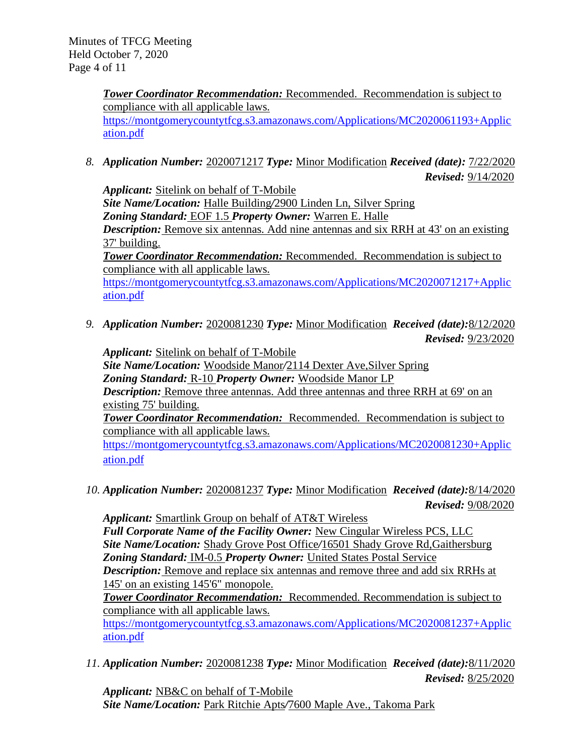***Tower Coordinator Recommendation:*** Recommended. Recommendation is subject to compliance with all applicable laws.
https://montgomerycountytfcg.s3.amazonaws.com/Applications/MC2020061193+Application.pdf

8. ***Application Number:*** 2020071217 ***Type:*** Minor Modification ***Received (date):*** 7/22/2020
***Revised:*** 9/14/2020
***Applicant:*** Sitelink on behalf of T-Mobile
***Site Name/Location:*** Halle Building/2900 Linden Ln, Silver Spring
***Zoning Standard:*** EOF 1.5 ***Property Owner:*** Warren E. Halle
***Description:*** Remove six antennas. Add nine antennas and six RRH at 43' on an existing 37' building.
***Tower Coordinator Recommendation:*** Recommended. Recommendation is subject to compliance with all applicable laws.
https://montgomerycountytfcg.s3.amazonaws.com/Applications/MC2020071217+Application.pdf

9. ***Application Number:*** 2020081230 ***Type:*** Minor Modification ***Received (date):***8/12/2020
***Revised:*** 9/23/2020
***Applicant:*** Sitelink on behalf of T-Mobile
***Site Name/Location:*** Woodside Manor/2114 Dexter Ave,Silver Spring
***Zoning Standard:*** R-10 ***Property Owner:*** Woodside Manor LP
***Description:*** Remove three antennas. Add three antennas and three RRH at 69' on an existing 75' building.
***Tower Coordinator Recommendation:*** Recommended. Recommendation is subject to compliance with all applicable laws.
https://montgomerycountytfcg.s3.amazonaws.com/Applications/MC2020081230+Application.pdf

10. ***Application Number:*** 2020081237 ***Type:*** Minor Modification ***Received (date):***8/14/2020
***Revised:*** 9/08/2020
***Applicant:*** Smartlink Group on behalf of AT&T Wireless
***Full Corporate Name of the Facility Owner:*** New Cingular Wireless PCS, LLC
***Site Name/Location:*** Shady Grove Post Office/16501 Shady Grove Rd,Gaithersburg
***Zoning Standard:*** IM-0.5 ***Property Owner:*** United States Postal Service
***Description:*** Remove and replace six antennas and remove three and add six RRHs at 145' on an existing 145'6" monopole.
***Tower Coordinator Recommendation:*** Recommended. Recommendation is subject to compliance with all applicable laws.
https://montgomerycountytfcg.s3.amazonaws.com/Applications/MC2020081237+Application.pdf

11. ***Application Number:*** 2020081238 ***Type:*** Minor Modification ***Received (date):***8/11/2020
***Revised:*** 8/25/2020
***Applicant:*** NB&C on behalf of T-Mobile
***Site Name/Location:*** Park Ritchie Apts/7600 Maple Ave., Takoma Park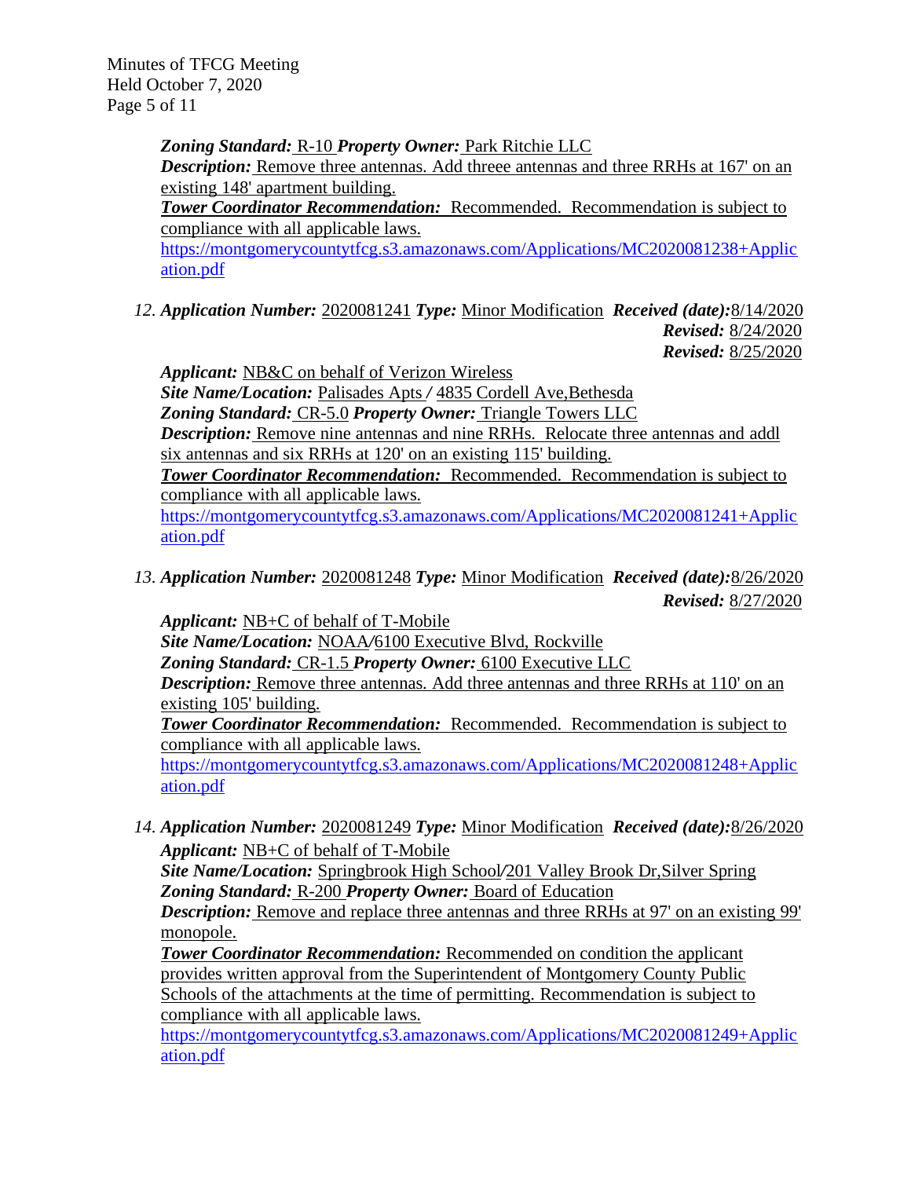***Zoning Standard:*** R-10 ***Property Owner:*** Park Ritchie LLC
***Description:*** Remove three antennas. Add threee antennas and three RRHs at 167' on an existing 148' apartment building.
***Tower Coordinator Recommendation:*** Recommended. Recommendation is subject to compliance with all applicable laws.
https://montgomerycountytfcg.s3.amazonaws.com/Applications/MC2020081238+Application.pdf

12. ***Application Number:*** 2020081241 ***Type:*** Minor Modification ***Received (date):*** 8/14/2020
***Revised:*** 8/24/2020
***Revised:*** 8/25/2020
***Applicant:*** NB&C on behalf of Verizon Wireless
***Site Name/Location:*** Palisades Apts / 4835 Cordell Ave,Bethesda
***Zoning Standard:*** CR-5.0 ***Property Owner:*** Triangle Towers LLC
***Description:*** Remove nine antennas and nine RRHs. Relocate three antennas and addl six antennas and six RRHs at 120' on an existing 115' building.
***Tower Coordinator Recommendation:*** Recommended. Recommendation is subject to compliance with all applicable laws.
https://montgomerycountytfcg.s3.amazonaws.com/Applications/MC2020081241+Application.pdf

13. ***Application Number:*** 2020081248 ***Type:*** Minor Modification ***Received (date):*** 8/26/2020
***Revised:*** 8/27/2020
***Applicant:*** NB+C of behalf of T-Mobile
***Site Name/Location:*** NOAA/6100 Executive Blvd, Rockville
***Zoning Standard:*** CR-1.5 ***Property Owner:*** 6100 Executive LLC
***Description:*** Remove three antennas. Add three antennas and three RRHs at 110' on an existing 105' building.
***Tower Coordinator Recommendation:*** Recommended. Recommendation is subject to compliance with all applicable laws.
https://montgomerycountytfcg.s3.amazonaws.com/Applications/MC2020081248+Application.pdf

14. ***Application Number:*** 2020081249 ***Type:*** Minor Modification ***Received (date):*** 8/26/2020
***Applicant:*** NB+C of behalf of T-Mobile
***Site Name/Location:*** Springbrook High School/201 Valley Brook Dr,Silver Spring
***Zoning Standard:*** R-200 ***Property Owner:*** Board of Education
***Description:*** Remove and replace three antennas and three RRHs at 97' on an existing 99' monopole.
***Tower Coordinator Recommendation:*** Recommended on condition the applicant provides written approval from the Superintendent of Montgomery County Public Schools of the attachments at the time of permitting. Recommendation is subject to compliance with all applicable laws.
https://montgomerycountytfcg.s3.amazonaws.com/Applications/MC2020081249+Application.pdf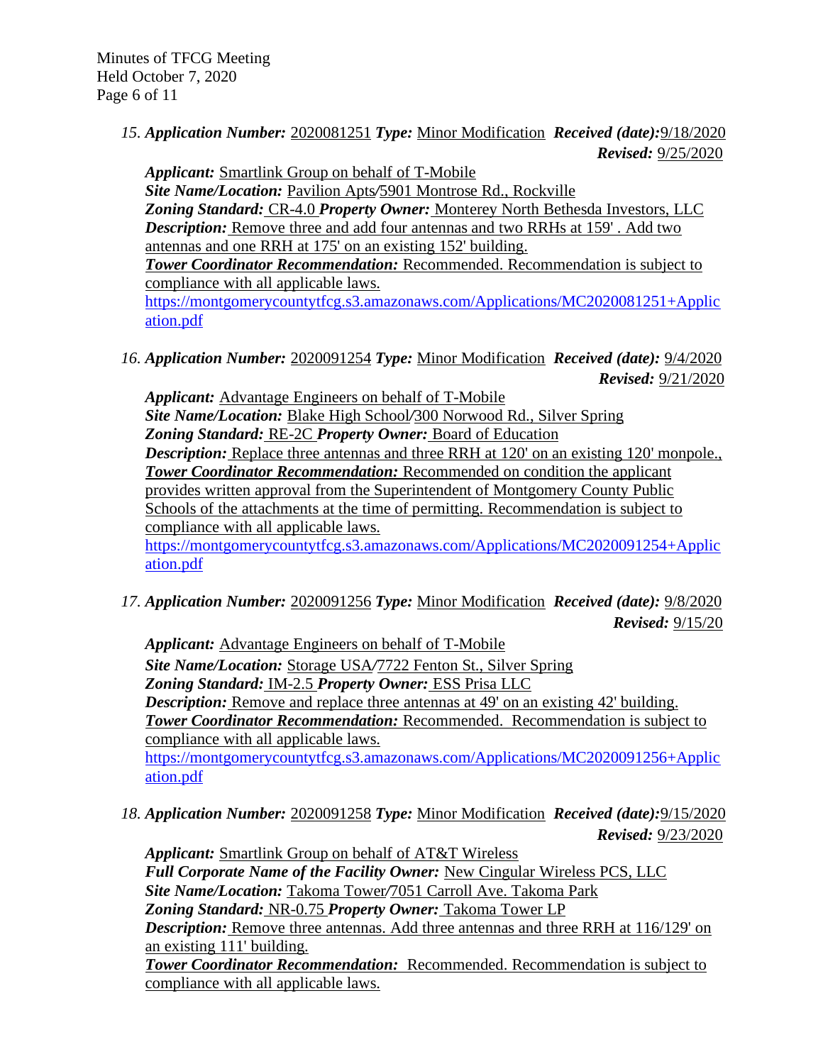15. ***Application Number:*** 2020081251 ***Type:*** Minor Modification ***Received (date):*** 9/18/2020
***Revised:*** 9/25/2020

***Applicant:*** Smartlink Group on behalf of T-Mobile
***Site Name/Location:*** Pavilion Apts/5901 Montrose Rd., Rockville
***Zoning Standard:*** CR-4.0 ***Property Owner:*** Monterey North Bethesda Investors, LLC
***Description:*** Remove three and add four antennas and two RRHs at 159' . Add two antennas and one RRH at 175' on an existing 152' building.
***Tower Coordinator Recommendation:*** Recommended. Recommendation is subject to compliance with all applicable laws.
https://montgomerycountytfcg.s3.amazonaws.com/Applications/MC2020081251+Application.pdf

16. ***Application Number:*** 2020091254 ***Type:*** Minor Modification ***Received (date):*** 9/4/2020
***Revised:*** 9/21/2020

***Applicant:*** Advantage Engineers on behalf of T-Mobile
***Site Name/Location:*** Blake High School/300 Norwood Rd., Silver Spring
***Zoning Standard:*** RE-2C ***Property Owner:*** Board of Education
***Description:*** Replace three antennas and three RRH at 120' on an existing 120' monpole.,
***Tower Coordinator Recommendation:*** Recommended on condition the applicant provides written approval from the Superintendent of Montgomery County Public Schools of the attachments at the time of permitting. Recommendation is subject to compliance with all applicable laws.
https://montgomerycountytfcg.s3.amazonaws.com/Applications/MC2020091254+Application.pdf

17. ***Application Number:*** 2020091256 ***Type:*** Minor Modification ***Received (date):*** 9/8/2020
***Revised:*** 9/15/20

***Applicant:*** Advantage Engineers on behalf of T-Mobile
***Site Name/Location:*** Storage USA/7722 Fenton St., Silver Spring
***Zoning Standard:*** IM-2.5 ***Property Owner:*** ESS Prisa LLC
***Description:*** Remove and replace three antennas at 49' on an existing 42' building.
***Tower Coordinator Recommendation:*** Recommended. Recommendation is subject to compliance with all applicable laws.
https://montgomerycountytfcg.s3.amazonaws.com/Applications/MC2020091256+Application.pdf

18. ***Application Number:*** 2020091258 ***Type:*** Minor Modification ***Received (date):*** 9/15/2020
***Revised:*** 9/23/2020

***Applicant:*** Smartlink Group on behalf of AT&T Wireless
***Full Corporate Name of the Facility Owner:*** New Cingular Wireless PCS, LLC
***Site Name/Location:*** Takoma Tower/7051 Carroll Ave. Takoma Park
***Zoning Standard:*** NR-0.75 ***Property Owner:*** Takoma Tower LP
***Description:*** Remove three antennas. Add three antennas and three RRH at 116/129' on an existing 111' building.
***Tower Coordinator Recommendation:*** Recommended. Recommendation is subject to compliance with all applicable laws.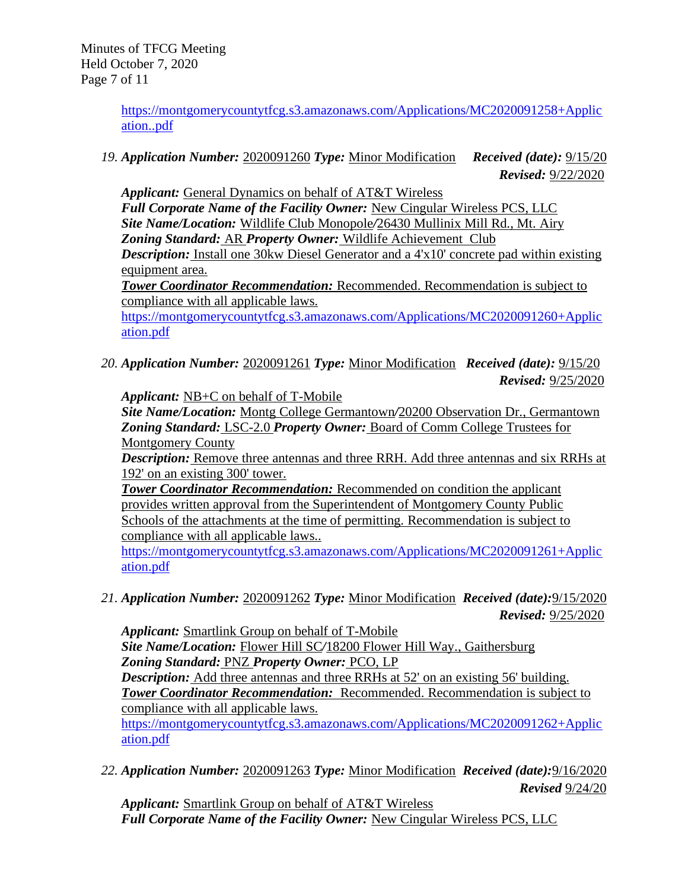https://montgomerycountytfcg.s3.amazonaws.com/Applications/MC2020091258+Application..pdf

19. ***Application Number:*** 2020091260 ***Type:*** Minor Modification ***Received (date):*** 9/15/20
***Revised:*** 9/22/2020

***Applicant:*** General Dynamics on behalf of AT&T Wireless
***Full Corporate Name of the Facility Owner:*** New Cingular Wireless PCS, LLC
***Site Name/Location:*** Wildlife Club Monopole/26430 Mullinix Mill Rd., Mt. Airy
***Zoning Standard:*** AR ***Property Owner:*** Wildlife Achievement Club
***Description:*** Install one 30kw Diesel Generator and a 4'x10' concrete pad within existing equipment area.
***Tower Coordinator Recommendation:*** Recommended. Recommendation is subject to compliance with all applicable laws.
https://montgomerycountytfcg.s3.amazonaws.com/Applications/MC2020091260+Application.pdf

20. ***Application Number:*** 2020091261 ***Type:*** Minor Modification ***Received (date):*** 9/15/20
***Revised:*** 9/25/2020

***Applicant:*** NB+C on behalf of T-Mobile
***Site Name/Location:*** Montg College Germantown/20200 Observation Dr., Germantown
***Zoning Standard:*** LSC-2.0 ***Property Owner:*** Board of Comm College Trustees for Montgomery County
***Description:*** Remove three antennas and three RRH. Add three antennas and six RRHs at 192' on an existing 300' tower.
***Tower Coordinator Recommendation:*** Recommended on condition the applicant provides written approval from the Superintendent of Montgomery County Public Schools of the attachments at the time of permitting. Recommendation is subject to compliance with all applicable laws..
https://montgomerycountytfcg.s3.amazonaws.com/Applications/MC2020091261+Application.pdf

21. ***Application Number:*** 2020091262 ***Type:*** Minor Modification ***Received (date):***9/15/2020
***Revised:*** 9/25/2020

***Applicant:*** Smartlink Group on behalf of T-Mobile
***Site Name/Location:*** Flower Hill SC/18200 Flower Hill Way., Gaithersburg
***Zoning Standard:*** PNZ ***Property Owner:*** PCO, LP
***Description:*** Add three antennas and three RRHs at 52' on an existing 56' building.
***Tower Coordinator Recommendation:*** Recommended. Recommendation is subject to compliance with all applicable laws.
https://montgomerycountytfcg.s3.amazonaws.com/Applications/MC2020091262+Application.pdf

22. ***Application Number:*** 2020091263 ***Type:*** Minor Modification ***Received (date):***9/16/2020
***Revised*** 9/24/20

***Applicant:*** Smartlink Group on behalf of AT&T Wireless
***Full Corporate Name of the Facility Owner:*** New Cingular Wireless PCS, LLC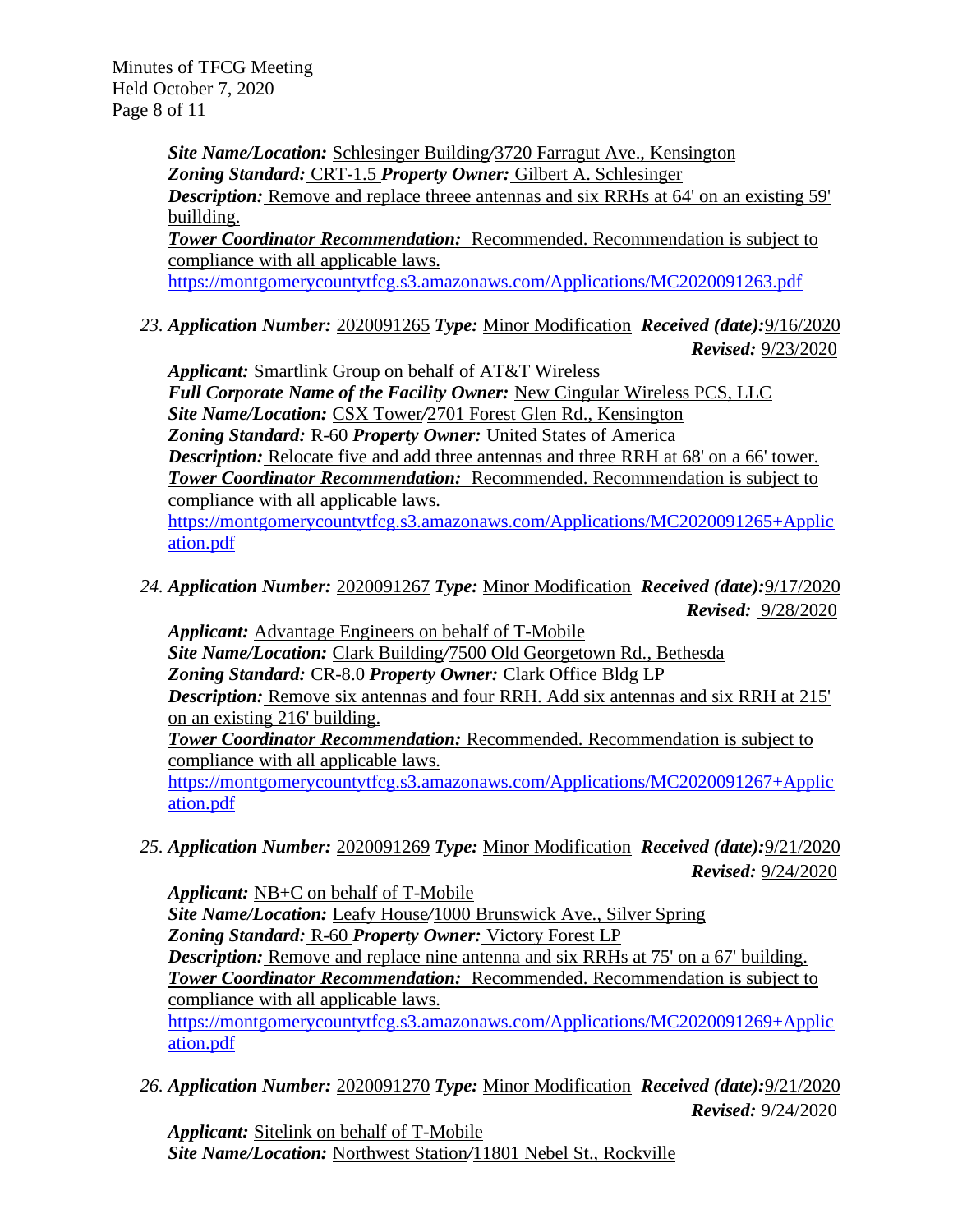***Site Name/Location:*** Schlesinger Building/3720 Farragut Ave., Kensington
***Zoning Standard:*** CRT-1.5 ***Property Owner:*** Gilbert A. Schlesinger
***Description:*** Remove and replace threee antennas and six RRHs at 64' on an existing 59' buillding.
***Tower Coordinator Recommendation:*** Recommended. Recommendation is subject to compliance with all applicable laws.
https://montgomerycountytfcg.s3.amazonaws.com/Applications/MC2020091263.pdf

23. ***Application Number:*** 2020091265 ***Type:*** Minor Modification ***Received (date):*** 9/16/2020
***Revised:*** 9/23/2020
***Applicant:*** Smartlink Group on behalf of AT&T Wireless
***Full Corporate Name of the Facility Owner:*** New Cingular Wireless PCS, LLC
***Site Name/Location:*** CSX Tower/2701 Forest Glen Rd., Kensington
***Zoning Standard:*** R-60 ***Property Owner:*** United States of America
***Description:*** Relocate five and add three antennas and three RRH at 68' on a 66' tower.
***Tower Coordinator Recommendation:*** Recommended. Recommendation is subject to compliance with all applicable laws.
https://montgomerycountytfcg.s3.amazonaws.com/Applications/MC2020091265+Application.pdf

24. ***Application Number:*** 2020091267 ***Type:*** Minor Modification ***Received (date):*** 9/17/2020
***Revised:*** 9/28/2020
***Applicant:*** Advantage Engineers on behalf of T-Mobile
***Site Name/Location:*** Clark Building/7500 Old Georgetown Rd., Bethesda
***Zoning Standard:*** CR-8.0 ***Property Owner:*** Clark Office Bldg LP
***Description:*** Remove six antennas and four RRH. Add six antennas and six RRH at 215' on an existing 216' building.
***Tower Coordinator Recommendation:*** Recommended. Recommendation is subject to compliance with all applicable laws.
https://montgomerycountytfcg.s3.amazonaws.com/Applications/MC2020091267+Application.pdf

25. ***Application Number:*** 2020091269 ***Type:*** Minor Modification ***Received (date):*** 9/21/2020
***Revised:*** 9/24/2020
***Applicant:*** NB+C on behalf of T-Mobile
***Site Name/Location:*** Leafy House/1000 Brunswick Ave., Silver Spring
***Zoning Standard:*** R-60 ***Property Owner:*** Victory Forest LP
***Description:*** Remove and replace nine antenna and six RRHs at 75' on a 67' building.
***Tower Coordinator Recommendation:*** Recommended. Recommendation is subject to compliance with all applicable laws.
https://montgomerycountytfcg.s3.amazonaws.com/Applications/MC2020091269+Application.pdf

26. ***Application Number:*** 2020091270 ***Type:*** Minor Modification ***Received (date):*** 9/21/2020
***Revised:*** 9/24/2020
***Applicant:*** Sitelink on behalf of T-Mobile
***Site Name/Location:*** Northwest Station/11801 Nebel St., Rockville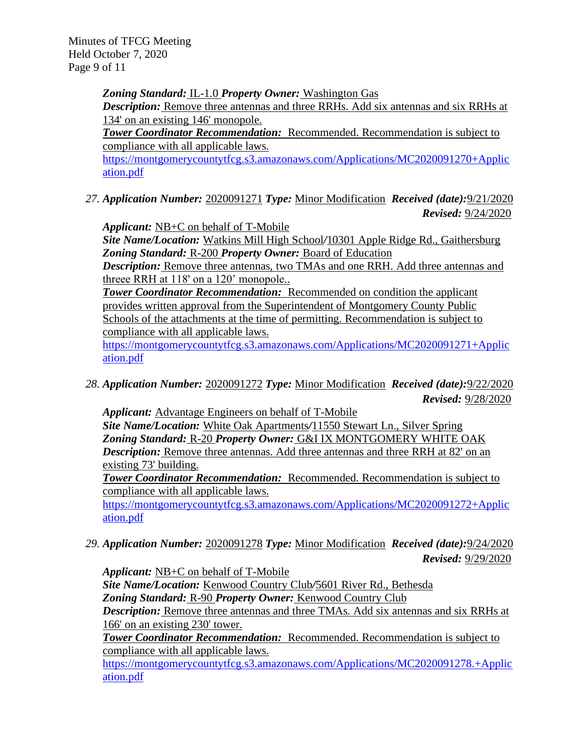***Zoning Standard:*** IL-1.0 ***Property Owner:*** Washington Gas
***Description:*** Remove three antennas and three RRHs. Add six antennas and six RRHs at 134' on an existing 146' monopole.
***Tower Coordinator Recommendation:*** Recommended. Recommendation is subject to compliance with all applicable laws.
https://montgomerycountytfcg.s3.amazonaws.com/Applications/MC2020091270+Application.pdf

27. ***Application Number:*** 2020091271 ***Type:*** Minor Modification ***Received (date):*** 9/21/2020
***Revised:*** 9/24/2020
***Applicant:*** NB+C on behalf of T-Mobile
***Site Name/Location:*** Watkins Mill High School/10301 Apple Ridge Rd., Gaithersburg
***Zoning Standard:*** R-200 ***Property Owner:*** Board of Education
***Description:*** Remove three antennas, two TMAs and one RRH. Add three antennas and threee RRH at 118' on a 120' monopole..
***Tower Coordinator Recommendation:*** Recommended on condition the applicant provides written approval from the Superintendent of Montgomery County Public Schools of the attachments at the time of permitting. Recommendation is subject to compliance with all applicable laws.
https://montgomerycountytfcg.s3.amazonaws.com/Applications/MC2020091271+Application.pdf

28. ***Application Number:*** 2020091272 ***Type:*** Minor Modification ***Received (date):*** 9/22/2020
***Revised:*** 9/28/2020
***Applicant:*** Advantage Engineers on behalf of T-Mobile
***Site Name/Location:*** White Oak Apartments/11550 Stewart Ln., Silver Spring
***Zoning Standard:*** R-20 ***Property Owner:*** G&I IX MONTGOMERY WHITE OAK
***Description:*** Remove three antennas. Add three antennas and three RRH at 82' on an existing 73' building.
***Tower Coordinator Recommendation:*** Recommended. Recommendation is subject to compliance with all applicable laws.
https://montgomerycountytfcg.s3.amazonaws.com/Applications/MC2020091272+Application.pdf

29. ***Application Number:*** 2020091278 ***Type:*** Minor Modification ***Received (date):*** 9/24/2020
***Revised:*** 9/29/2020
***Applicant:*** NB+C on behalf of T-Mobile
***Site Name/Location:*** Kenwood Country Club/5601 River Rd., Bethesda
***Zoning Standard:*** R-90 ***Property Owner:*** Kenwood Country Club
***Description:*** Remove three antennas and three TMAs. Add six antennas and six RRHs at 166' on an existing 230' tower.
***Tower Coordinator Recommendation:*** Recommended. Recommendation is subject to compliance with all applicable laws.
https://montgomerycountytfcg.s3.amazonaws.com/Applications/MC2020091278.+Application.pdf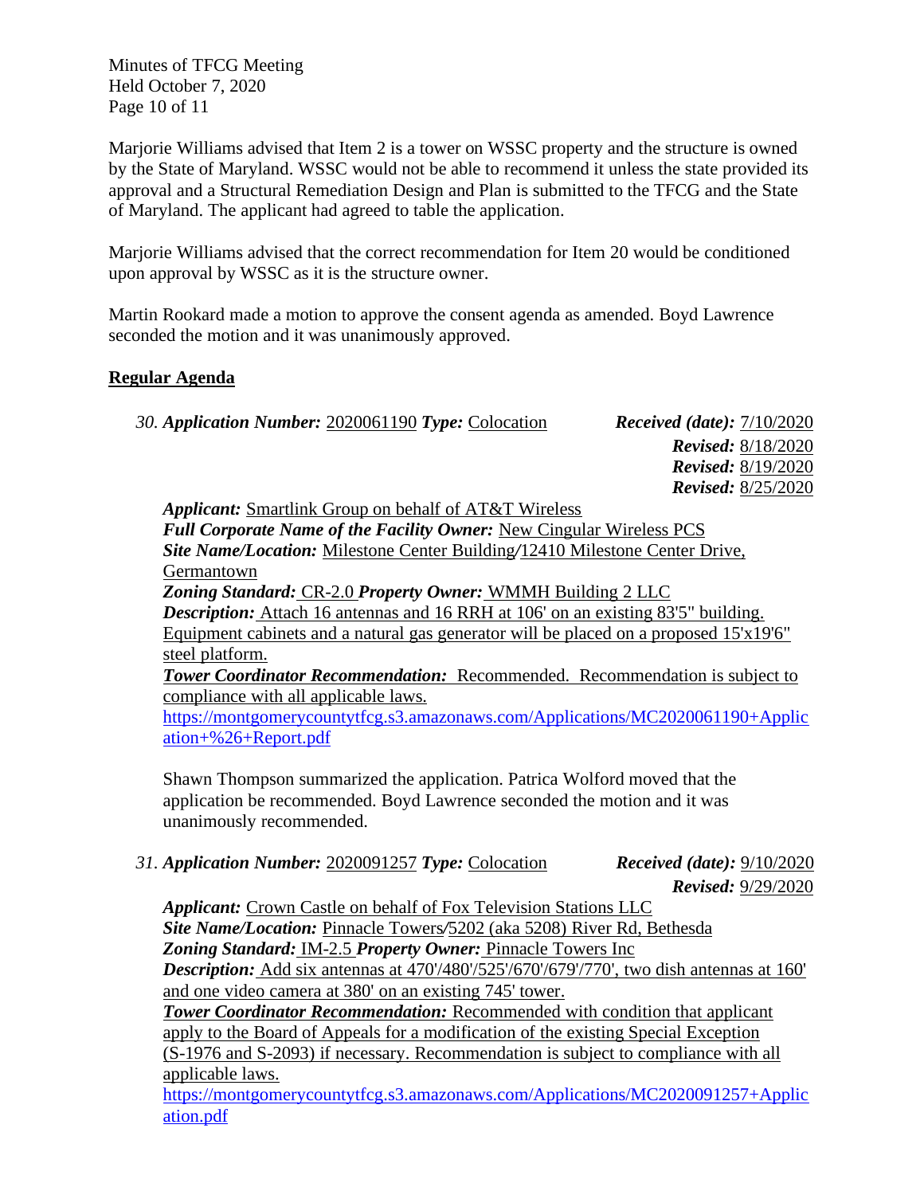Marjorie Williams advised that Item 2 is a tower on WSSC property and the structure is owned by the State of Maryland. WSSC would not be able to recommend it unless the state provided its approval and a Structural Remediation Design and Plan is submitted to the TFCG and the State of Maryland. The applicant had agreed to table the application.

Marjorie Williams advised that the correct recommendation for Item 20 would be conditioned upon approval by WSSC as it is the structure owner.

Martin Rookard made a motion to approve the consent agenda as amended. Boyd Lawrence seconded the motion and it was unanimously approved.

**Regular Agenda**

30. ***Application Number:*** 2020061190 ***Type:*** Colocation ***Received (date):*** 7/10/2020
***Revised:*** 8/18/2020
***Revised:*** 8/19/2020
***Revised:*** 8/25/2020

***Applicant:*** Smartlink Group on behalf of AT&T Wireless
***Full Corporate Name of the Facility Owner:*** New Cingular Wireless PCS
***Site Name/Location:*** Milestone Center Building/12410 Milestone Center Drive, Germantown
***Zoning Standard:*** CR-2.0 ***Property Owner:*** WMMH Building 2 LLC
***Description:*** Attach 16 antennas and 16 RRH at 106' on an existing 83'5" building. Equipment cabinets and a natural gas generator will be placed on a proposed 15'x19'6" steel platform.
***Tower Coordinator Recommendation:*** Recommended. Recommendation is subject to compliance with all applicable laws.
https://montgomerycountytfcg.s3.amazonaws.com/Applications/MC2020061190+Application+%26+Report.pdf

Shawn Thompson summarized the application. Patrica Wolford moved that the application be recommended. Boyd Lawrence seconded the motion and it was unanimously recommended.

31. ***Application Number:*** 2020091257 ***Type:*** Colocation ***Received (date):*** 9/10/2020
***Revised:*** 9/29/2020

***Applicant:*** Crown Castle on behalf of Fox Television Stations LLC
***Site Name/Location:*** Pinnacle Towers/5202 (aka 5208) River Rd, Bethesda
***Zoning Standard:*** IM-2.5 ***Property Owner:*** Pinnacle Towers Inc
***Description:*** Add six antennas at 470'/480'/525'/670'/679'/770', two dish antennas at 160' and one video camera at 380' on an existing 745' tower.
***Tower Coordinator Recommendation:*** Recommended with condition that applicant apply to the Board of Appeals for a modification of the existing Special Exception (S-1976 and S-2093) if necessary. Recommendation is subject to compliance with all applicable laws.
https://montgomerycountytfcg.s3.amazonaws.com/Applications/MC2020091257+Application.pdf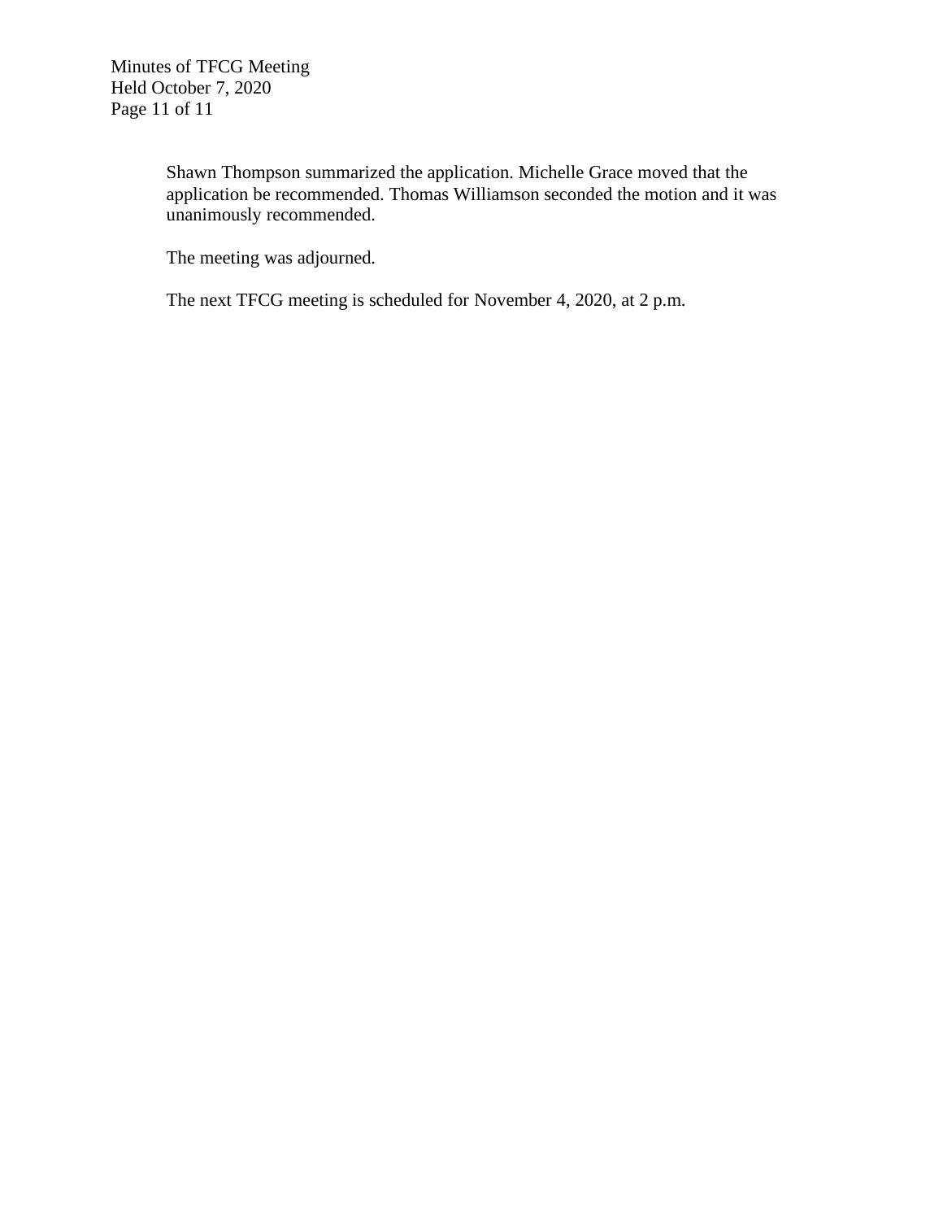Shawn Thompson summarized the application. Michelle Grace moved that the application be recommended. Thomas Williamson seconded the motion and it was unanimously recommended.

The meeting was adjourned.

The next TFCG meeting is scheduled for November 4, 2020, at 2 p.m.